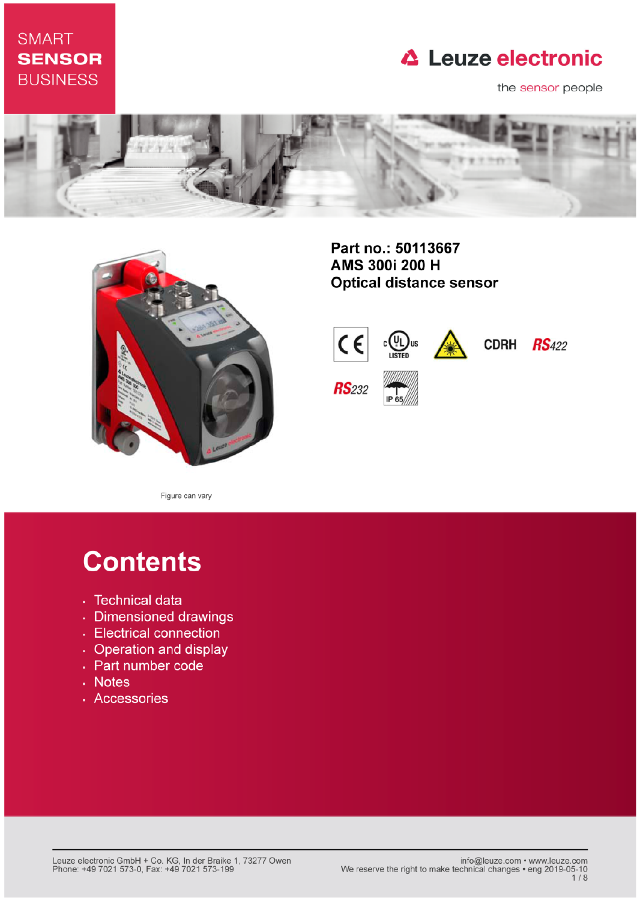SMART
**SENSOR**
BUSINESS

Leuze electronic

the sensor people

**Part no.: 50113667**
**AMS 300i 200 H**
**Optical distance sensor**

CDRH RS422 RS232 IP 65

Figure can vary

# Contents

- Technical data
- Dimensioned drawings
- Electrical connection
- Operation and display
- Part number code
- Notes
- Accessories

Leuze electronic GmbH + Co. KG, In der Braike 1, 73277 Owen
Phone: +49 7021 573-0, Fax: +49 7021 573-199

info@leuze.com • www.leuze.com
We reserve the right to make technical changes • eng 2019-05-10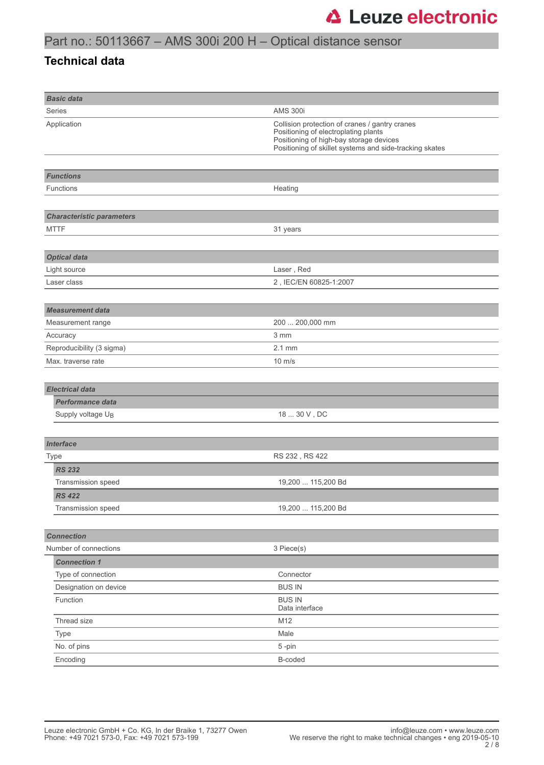# Part no.: 50113667 – AMS 300i 200 H – Optical distance sensor

## Technical data

| **Basic data** | |
|---|---|
| Series | AMS 300i |
| Application | Collision protection of cranes / gantry cranes<br>Positioning of electroplating plants<br>Positioning of high-bay storage devices<br>Positioning of skillet systems and side-tracking skates |

| **Functions** | |
|---|---|
| Functions | Heating |

| **Characteristic parameters** | |
|---|---|
| MTTF | 31 years |

| **Optical data** | |
|---|---|
| Light source | Laser , Red |
| Laser class | 2 , IEC/EN 60825-1:2007 |

| **Measurement data** | |
|---|---|
| Measurement range | 200 ... 200,000 mm |
| Accuracy | 3 mm |
| Reproducibility (3 sigma) | 2.1 mm |
| Max. traverse rate | 10 m/s |

| **Electrical data** | |
|---|---|
| ***Performance data*** | |
| Supply voltage $U_B$ | 18 ... 30 V , DC |

| **Interface** | |
|---|---|
| Type | RS 232 , RS 422 |
| ***RS 232*** | |
| Transmission speed | 19,200 ... 115,200 Bd |
| ***RS 422*** | |
| Transmission speed | 19,200 ... 115,200 Bd |

| **Connection** | |
|---|---|
| Number of connections | 3 Piece(s) |
| ***Connection 1*** | |
| Type of connection | Connector |
| Designation on device | BUS IN |
| Function | BUS IN<br>Data interface |
| Thread size | M12 |
| Type | Male |
| No. of pins | 5 -pin |
| Encoding | B-coded |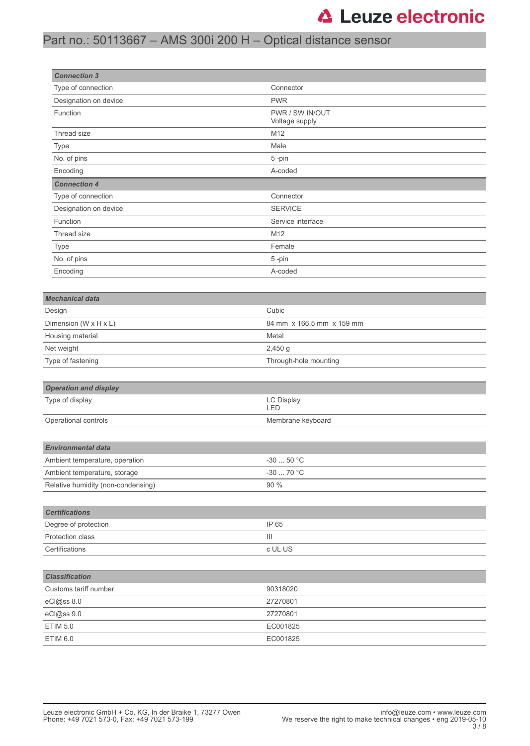# Part no.: 50113667 – AMS 300i 200 H – Optical distance sensor

| ***Connection 3*** | |
|---|---|
| Type of connection | Connector |
| Designation on device | PWR |
| Function | PWR / SW IN/OUT<br>Voltage supply |
| Thread size | M12 |
| Type | Male |
| No. of pins | 5 -pin |
| Encoding | A-coded |
| ***Connection 4*** | |
| Type of connection | Connector |
| Designation on device | SERVICE |
| Function | Service interface |
| Thread size | M12 |
| Type | Female |
| No. of pins | 5 -pin |
| Encoding | A-coded |

| ***Mechanical data*** | |
|---|---|
| Design | Cubic |
| Dimension (W x H x L) | 84 mm x 166.5 mm x 159 mm |
| Housing material | Metal |
| Net weight | 2,450 g |
| Type of fastening | Through-hole mounting |

| ***Operation and display*** | |
|---|---|
| Type of display | LC Display<br>LED |
| Operational controls | Membrane keyboard |

| ***Environmental data*** | |
|---|---|
| Ambient temperature, operation | -30 ... 50 °C |
| Ambient temperature, storage | -30 ... 70 °C |
| Relative humidity (non-condensing) | 90 % |

| ***Certifications*** | |
|---|---|
| Degree of protection | IP 65 |
| Protection class | III |
| Certifications | c UL US |

| ***Classification*** | |
|---|---|
| Customs tariff number | 90318020 |
| eCl@ss 8.0 | 27270801 |
| eCl@ss 9.0 | 27270801 |
| ETIM 5.0 | EC001825 |
| ETIM 6.0 | EC001825 |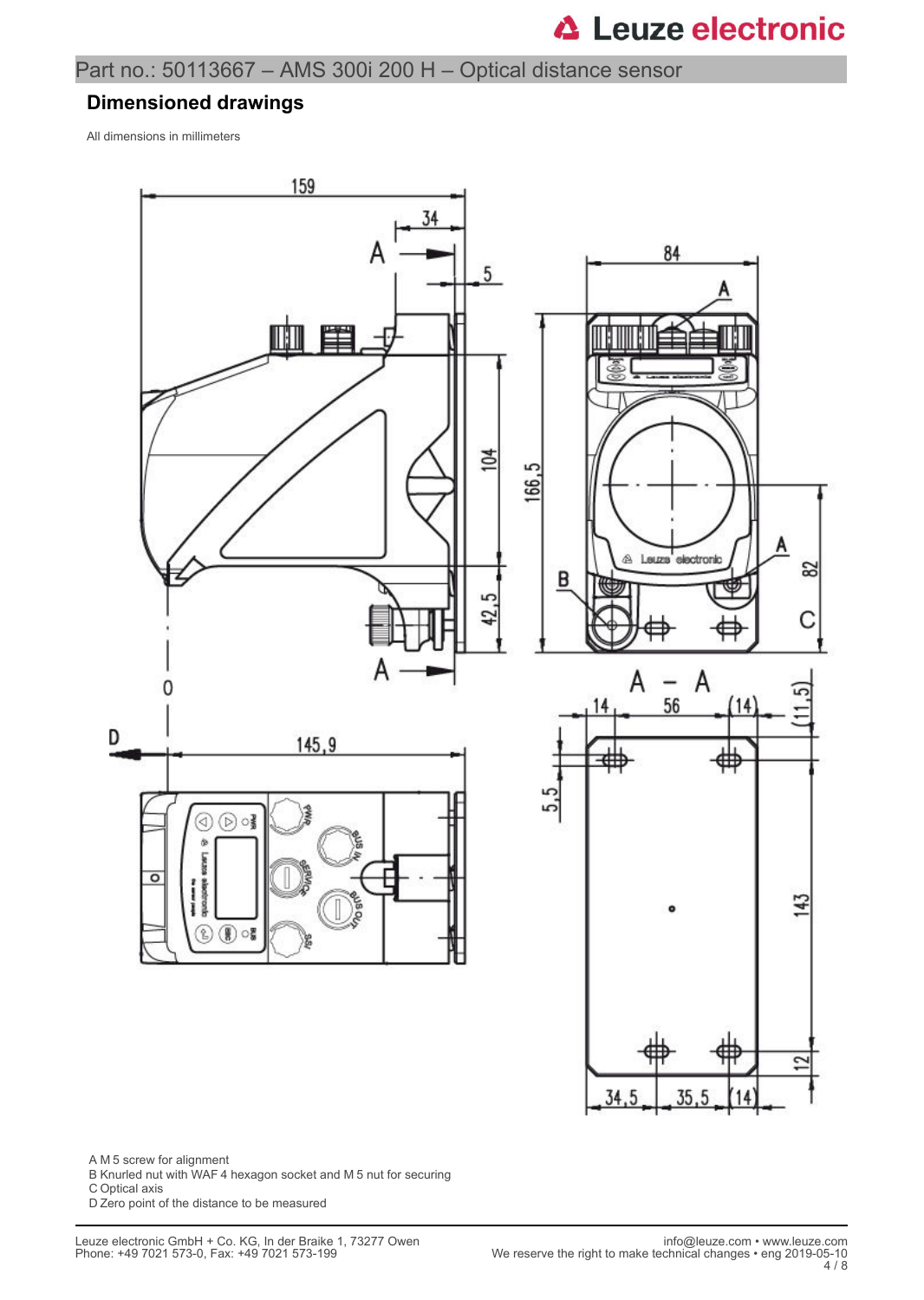## Dimensioned drawings

All dimensions in millimeters

A M 5 screw for alignment
B Knurled nut with WAF 4 hexagon socket and M 5 nut for securing
C Optical axis
D Zero point of the distance to be measured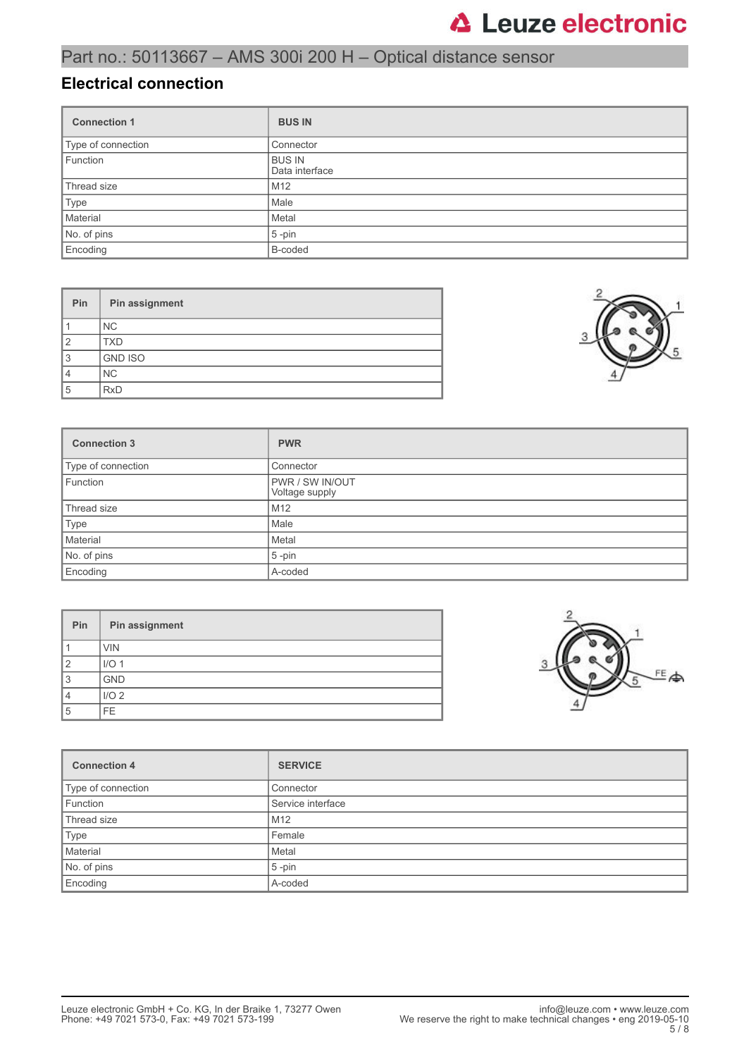# Part no.: 50113667 – AMS 300i 200 H – Optical distance sensor

## Electrical connection

| Connection 1 | BUS IN |
|---|---|
| Type of connection | Connector |
| Function | BUS IN<br>Data interface |
| Thread size | M12 |
| Type | Male |
| Material | Metal |
| No. of pins | 5 -pin |
| Encoding | B-coded |

| Pin | Pin assignment |
|---|---|
| 1 | NC |
| 2 | TXD |
| 3 | GND ISO |
| 4 | NC |
| 5 | RxD |

| Connection 3 | PWR |
|---|---|
| Type of connection | Connector |
| Function | PWR / SW IN/OUT<br>Voltage supply |
| Thread size | M12 |
| Type | Male |
| Material | Metal |
| No. of pins | 5 -pin |
| Encoding | A-coded |

| Pin | Pin assignment |
|---|---|
| 1 | VIN |
| 2 | I/O 1 |
| 3 | GND |
| 4 | I/O 2 |
| 5 | FE |

| Connection 4 | SERVICE |
|---|---|
| Type of connection | Connector |
| Function | Service interface |
| Thread size | M12 |
| Type | Female |
| Material | Metal |
| No. of pins | 5 -pin |
| Encoding | A-coded |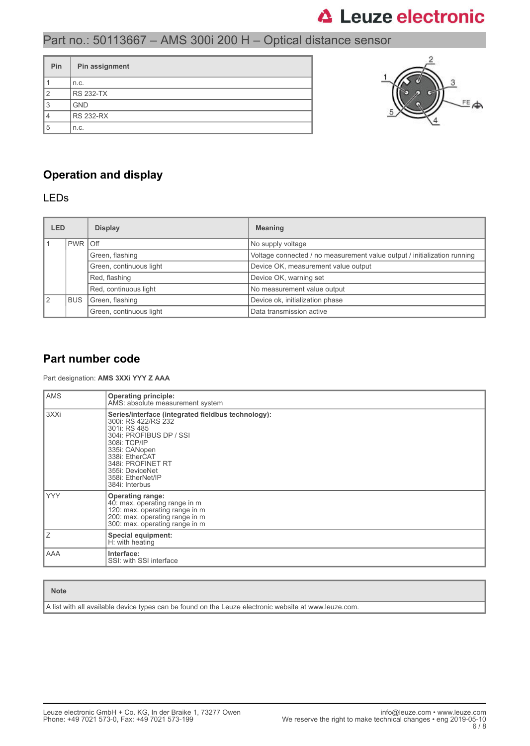| Pin | Pin assignment |
|---|---|
| 1 | n.c. |
| 2 | RS 232-TX |
| 3 | GND |
| 4 | RS 232-RX |
| 5 | n.c. |

## Operation and display

### LEDs

| LED | | Display | Meaning |
|---|---|---|---|
| 1 | PWR | Off | No supply voltage |
| | | Green, flashing | Voltage connected / no measurement value output / initialization running |
| | | Green, continuous light | Device OK, measurement value output |
| | | Red, flashing | Device OK, warning set |
| | | Red, continuous light | No measurement value output |
| 2 | BUS | Green, flashing | Device ok, initialization phase |
| | | Green, continuous light | Data transmission active |

## Part number code

Part designation: **AMS 3XXi YYY Z AAA**

| | |
|---|---|
| AMS | **Operating principle:**<br>AMS: absolute measurement system |
| 3XXi | **Series/interface (integrated fieldbus technology):**<br>300i: RS 422/RS 232<br>301i: RS 485<br>304i: PROFIBUS DP / SSI<br>308i: TCP/IP<br>335i: CANopen<br>338i: EtherCAT<br>348i: PROFINET RT<br>355i: DeviceNet<br>358i: EtherNet/IP<br>384i: Interbus |
| YYY | **Operating range:**<br>40: max. operating range in m<br>120: max. operating range in m<br>200: max. operating range in m<br>300: max. operating range in m |
| Z | **Special equipment:**<br>H: with heating |
| AAA | **Interface:**<br>SSI: with SSI interface |

| Note |
|---|
| A list with all available device types can be found on the Leuze electronic website at www.leuze.com. |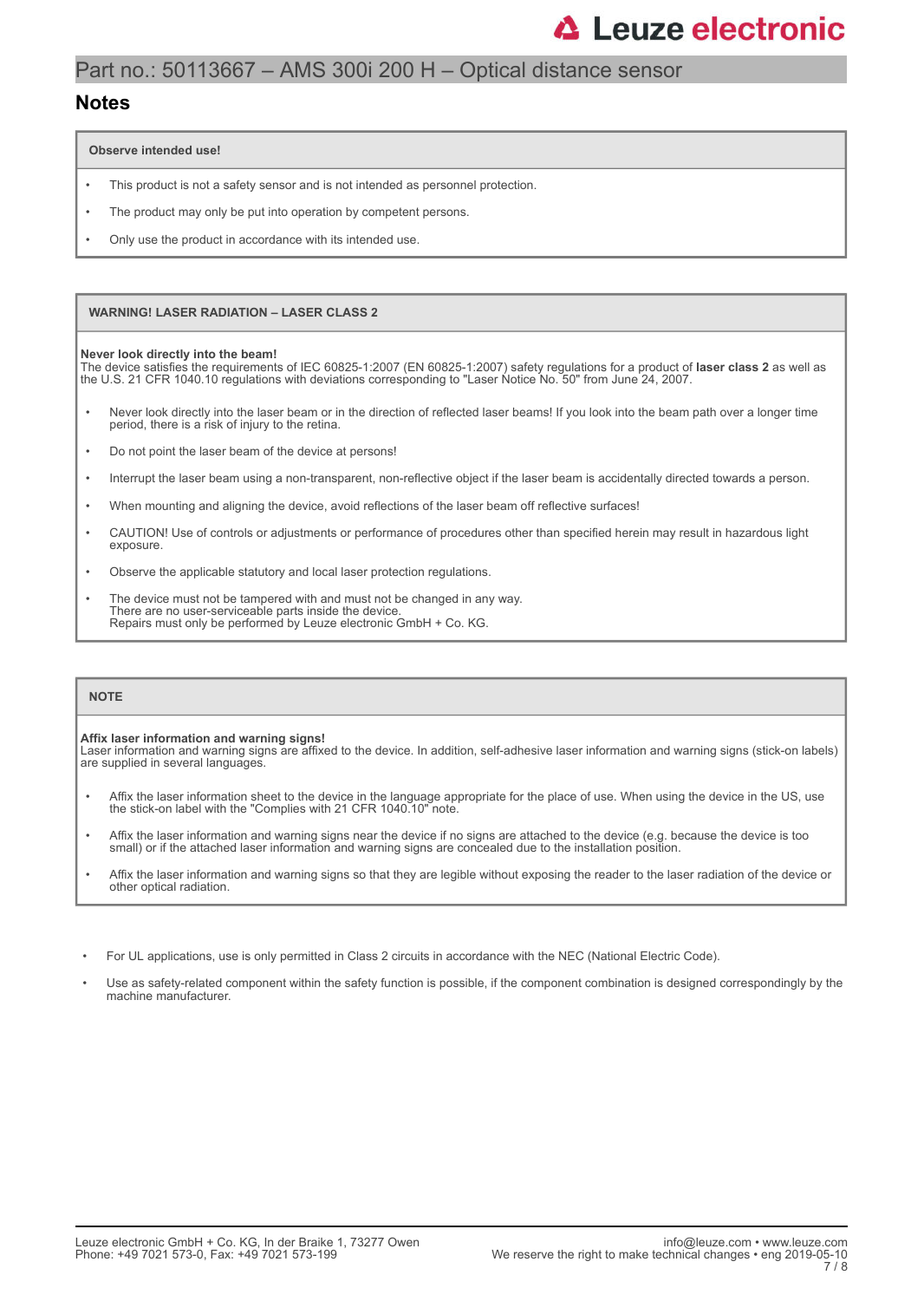## Notes

**Observe intended use!**

- This product is not a safety sensor and is not intended as personnel protection.
- The product may only be put into operation by competent persons.
- Only use the product in accordance with its intended use.

**WARNING! LASER RADIATION – LASER CLASS 2**

**Never look directly into the beam!**
The device satisfies the requirements of IEC 60825-1:2007 (EN 60825-1:2007) safety regulations for a product of **laser class 2** as well as the U.S. 21 CFR 1040.10 regulations with deviations corresponding to "Laser Notice No. 50" from June 24, 2007.

- Never look directly into the laser beam or in the direction of reflected laser beams! If you look into the beam path over a longer time period, there is a risk of injury to the retina.
- Do not point the laser beam of the device at persons!
- Interrupt the laser beam using a non-transparent, non-reflective object if the laser beam is accidentally directed towards a person.
- When mounting and aligning the device, avoid reflections of the laser beam off reflective surfaces!
- CAUTION! Use of controls or adjustments or performance of procedures other than specified herein may result in hazardous light exposure.
- Observe the applicable statutory and local laser protection regulations.
- The device must not be tampered with and must not be changed in any way.
  There are no user-serviceable parts inside the device.
  Repairs must only be performed by Leuze electronic GmbH + Co. KG.

**NOTE**

**Affix laser information and warning signs!**
Laser information and warning signs are affixed to the device. In addition, self-adhesive laser information and warning signs (stick-on labels) are supplied in several languages.

- Affix the laser information sheet to the device in the language appropriate for the place of use. When using the device in the US, use the stick-on label with the "Complies with 21 CFR 1040.10" note.
- Affix the laser information and warning signs near the device if no signs are attached to the device (e.g. because the device is too small) or if the attached laser information and warning signs are concealed due to the installation position.
- Affix the laser information and warning signs so that they are legible without exposing the reader to the laser radiation of the device or other optical radiation.

- For UL applications, use is only permitted in Class 2 circuits in accordance with the NEC (National Electric Code).
- Use as safety-related component within the safety function is possible, if the component combination is designed correspondingly by the machine manufacturer.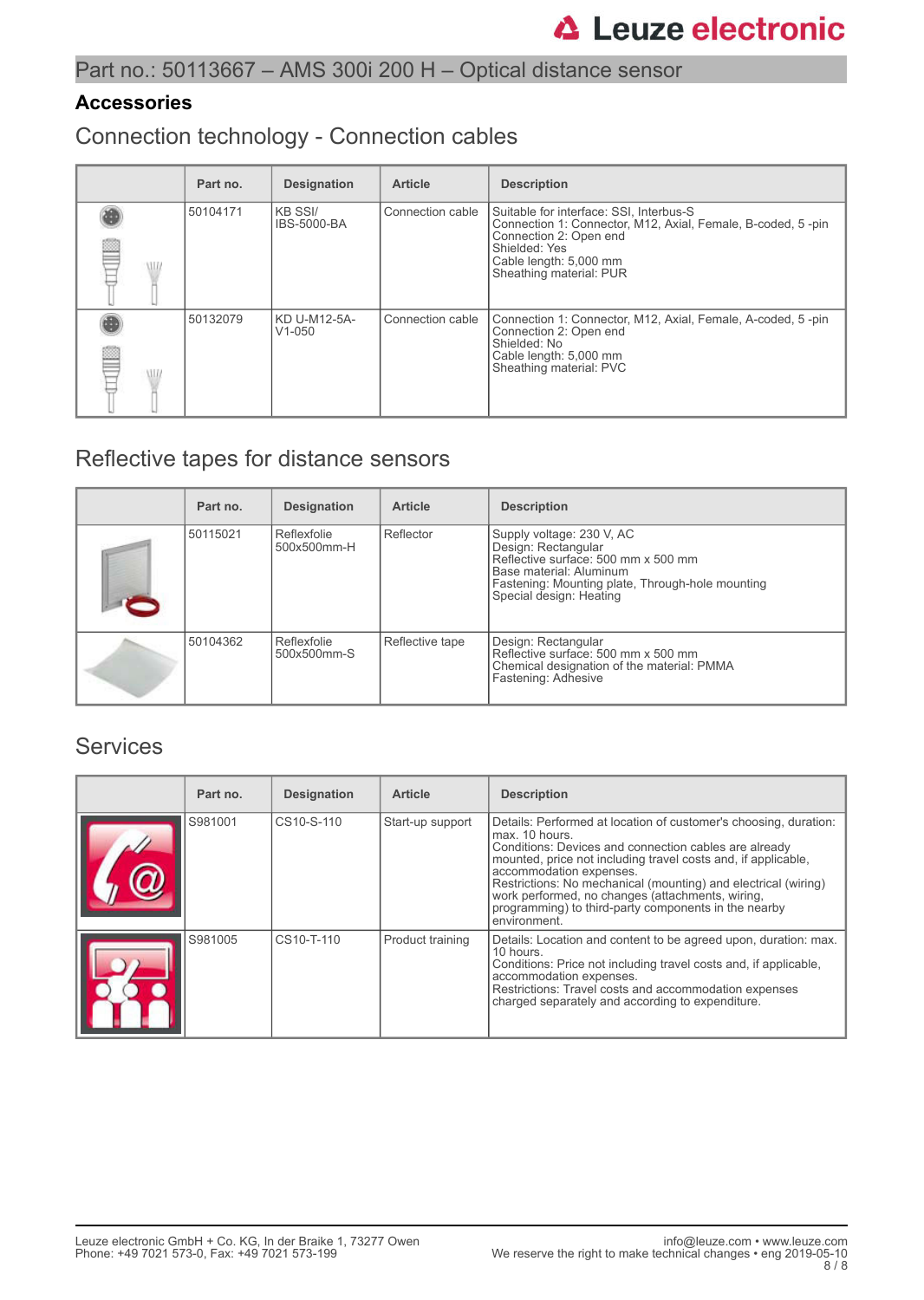## Accessories

### Connection technology - Connection cables

| | Part no. | Designation | Article | Description |
|---|---|---|---|---|
| | 50104171 | KB SSI/ IBS-5000-BA | Connection cable | Suitable for interface: SSI, Interbus-S<br>Connection 1: Connector, M12, Axial, Female, B-coded, 5 -pin<br>Connection 2: Open end<br>Shielded: Yes<br>Cable length: 5,000 mm<br>Sheathing material: PUR |
| | 50132079 | KD U-M12-5A-V1-050 | Connection cable | Connection 1: Connector, M12, Axial, Female, A-coded, 5 -pin<br>Connection 2: Open end<br>Shielded: No<br>Cable length: 5,000 mm<br>Sheathing material: PVC |

### Reflective tapes for distance sensors

| | Part no. | Designation | Article | Description |
|---|---|---|---|---|
| | 50115021 | Reflexfolie 500x500mm-H | Reflector | Supply voltage: 230 V, AC<br>Design: Rectangular<br>Reflective surface: 500 mm x 500 mm<br>Base material: Aluminum<br>Fastening: Mounting plate, Through-hole mounting<br>Special design: Heating |
| | 50104362 | Reflexfolie 500x500mm-S | Reflective tape | Design: Rectangular<br>Reflective surface: 500 mm x 500 mm<br>Chemical designation of the material: PMMA<br>Fastening: Adhesive |

### Services

| | Part no. | Designation | Article | Description |
|---|---|---|---|---|
| | S981001 | CS10-S-110 | Start-up support | Details: Performed at location of customer's choosing, duration: max. 10 hours.<br>Conditions: Devices and connection cables are already mounted, price not including travel costs and, if applicable, accommodation expenses.<br>Restrictions: No mechanical (mounting) and electrical (wiring) work performed, no changes (attachments, wiring, programming) to third-party components in the nearby environment. |
| | S981005 | CS10-T-110 | Product training | Details: Location and content to be agreed upon, duration: max. 10 hours.<br>Conditions: Price not including travel costs and, if applicable, accommodation expenses.<br>Restrictions: Travel costs and accommodation expenses charged separately and according to expenditure. |